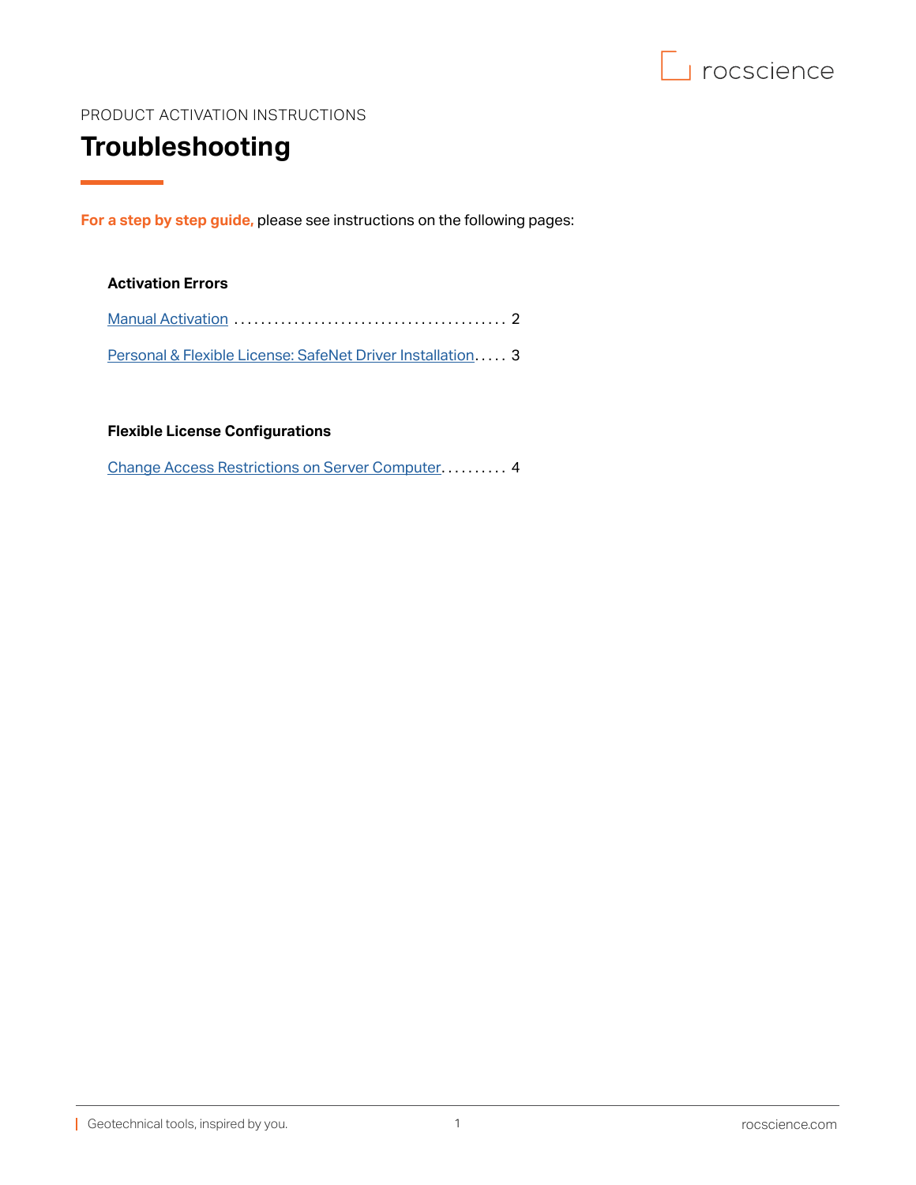PRODUCT ACTIVATION INSTRUCTIONS

# Troubleshooting

**For a step by step guide,** please see instructions on the following pages:

**Activation Errors**

Manual Activation ........................................ 2

Personal & Flexible License: SafeNet Driver Installation..... 3

**Flexible License Configurations**

Change Access Restrictions on Server Computer.......... 4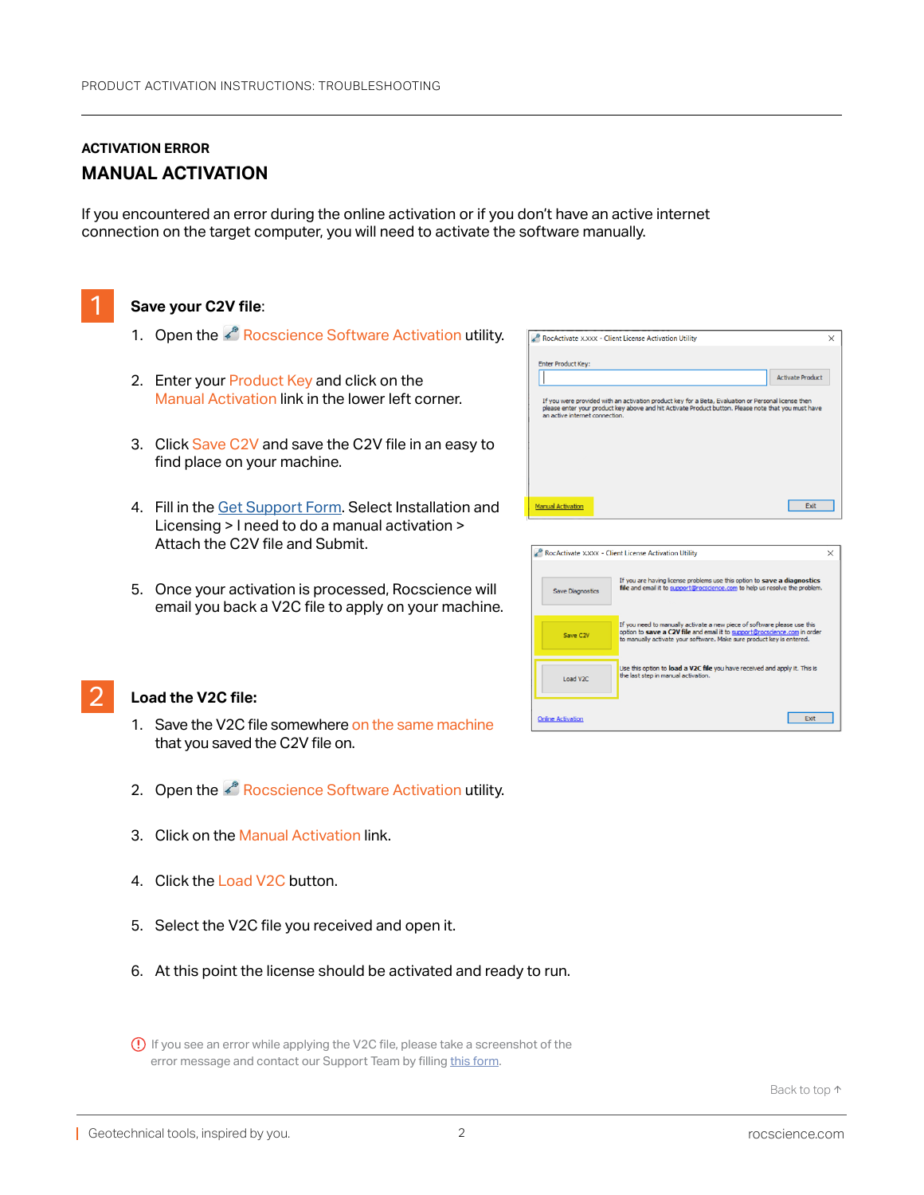## ACTIVATION ERROR

# MANUAL ACTIVATION

If you encountered an error during the online activation or if you don't have an active internet connection on the target computer, you will need to activate the software manually.

### 1 Save your C2V file:

1. Open the Rocscience Software Activation utility.
2. Enter your Product Key and click on the Manual Activation link in the lower left corner.
3. Click Save C2V and save the C2V file in an easy to find place on your machine.
4. Fill in the Get Support Form. Select Installation and Licensing > I need to do a manual activation > Attach the C2V file and Submit.
5. Once your activation is processed, Rocscience will email you back a V2C file to apply on your machine.

### 2 Load the V2C file:

1. Save the V2C file somewhere on the same machine that you saved the C2V file on.
2. Open the Rocscience Software Activation utility.
3. Click on the Manual Activation link.
4. Click the Load V2C button.
5. Select the V2C file you received and open it.
6. At this point the license should be activated and ready to run.

If you see an error while applying the V2C file, please take a screenshot of the error message and contact our Support Team by filling this form.

Back to top ↑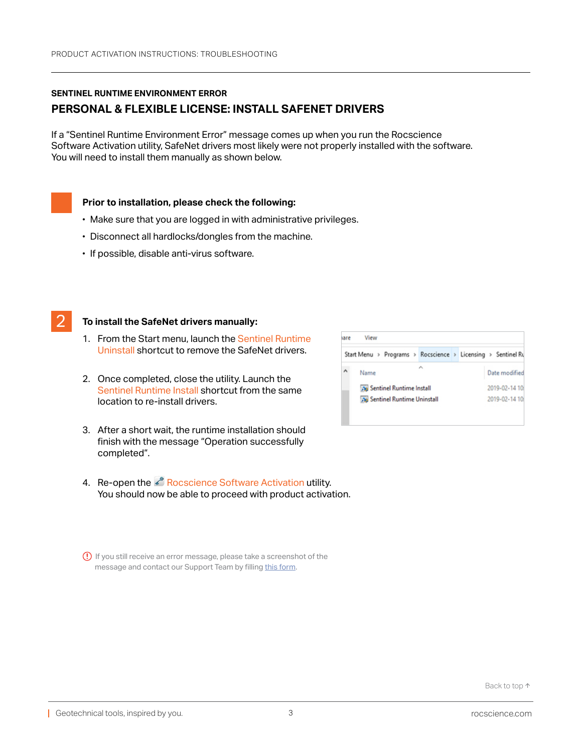## SENTINEL RUNTIME ENVIRONMENT ERROR

# PERSONAL & FLEXIBLE LICENSE: INSTALL SAFENET DRIVERS

If a "Sentinel Runtime Environment Error" message comes up when you run the Rocscience Software Activation utility, SafeNet drivers most likely were not properly installed with the software. You will need to install them manually as shown below.

**Prior to installation, please check the following:**

- Make sure that you are logged in with administrative privileges.
- Disconnect all hardlocks/dongles from the machine.
- If possible, disable anti-virus software.

2

**To install the SafeNet drivers manually:**

1. From the Start menu, launch the Sentinel Runtime Uninstall shortcut to remove the SafeNet drivers.
2. Once completed, close the utility. Launch the Sentinel Runtime Install shortcut from the same location to re-install drivers.
3. After a short wait, the runtime installation should finish with the message "Operation successfully completed".
4. Re-open the Rocscience Software Activation utility. You should now be able to proceed with product activation.

If you still receive an error message, please take a screenshot of the message and contact our Support Team by filling this form.

Back to top ↑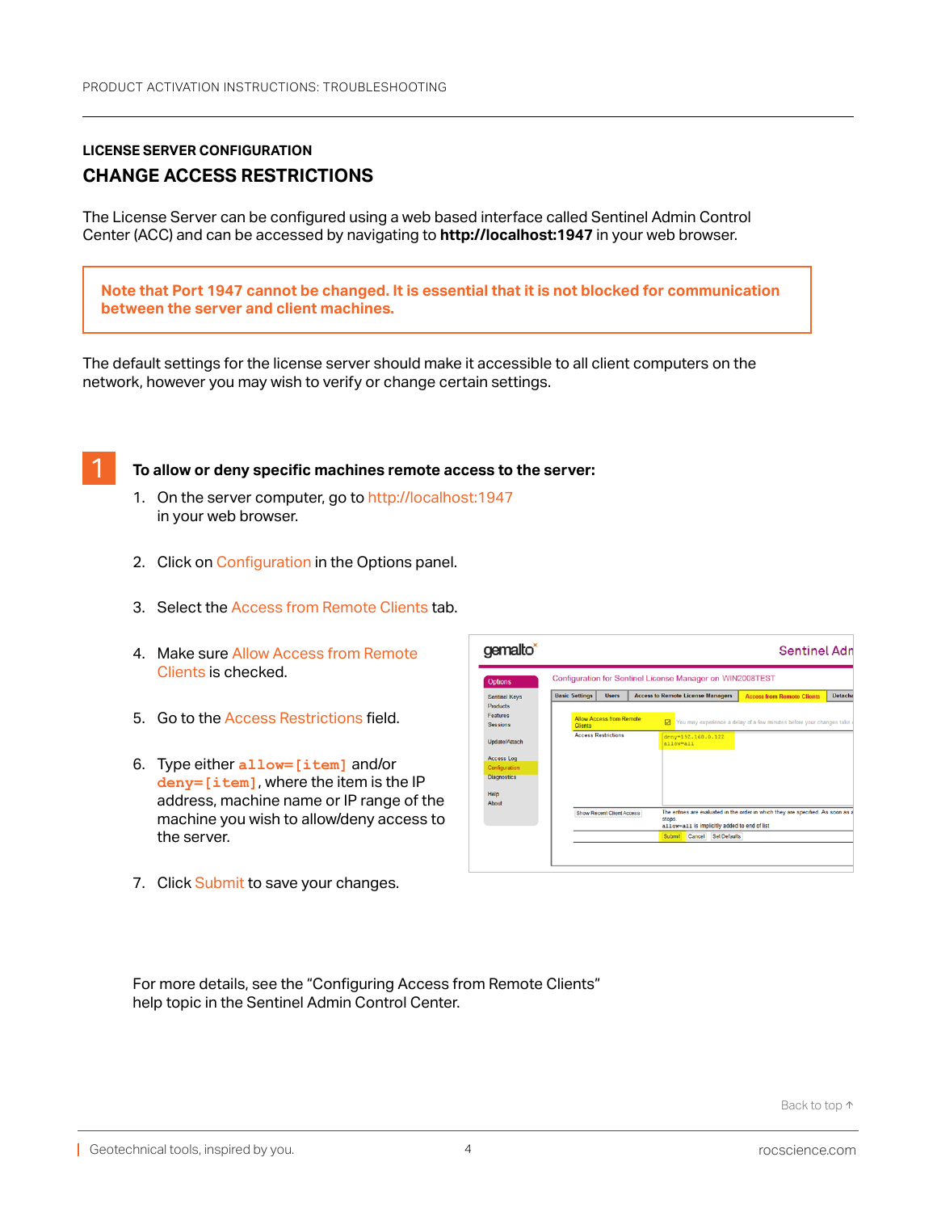### LICENSE SERVER CONFIGURATION

## CHANGE ACCESS RESTRICTIONS

The License Server can be configured using a web based interface called Sentinel Admin Control Center (ACC) and can be accessed by navigating to **http://localhost:1947** in your web browser.

**Note that Port 1947 cannot be changed. It is essential that it is not blocked for communication between the server and client machines.**

The default settings for the license server should make it accessible to all client computers on the network, however you may wish to verify or change certain settings.

1

**To allow or deny specific machines remote access to the server:**

1. On the server computer, go to http://localhost:1947 in your web browser.
2. Click on Configuration in the Options panel.
3. Select the Access from Remote Clients tab.
4. Make sure Allow Access from Remote Clients is checked.
5. Go to the Access Restrictions field.
6. Type either `allow=[item]` and/or `deny=[item]`, where the item is the IP address, machine name or IP range of the machine you wish to allow/deny access to the server.
7. Click Submit to save your changes.

For more details, see the "Configuring Access from Remote Clients" help topic in the Sentinel Admin Control Center.

Back to top ↑